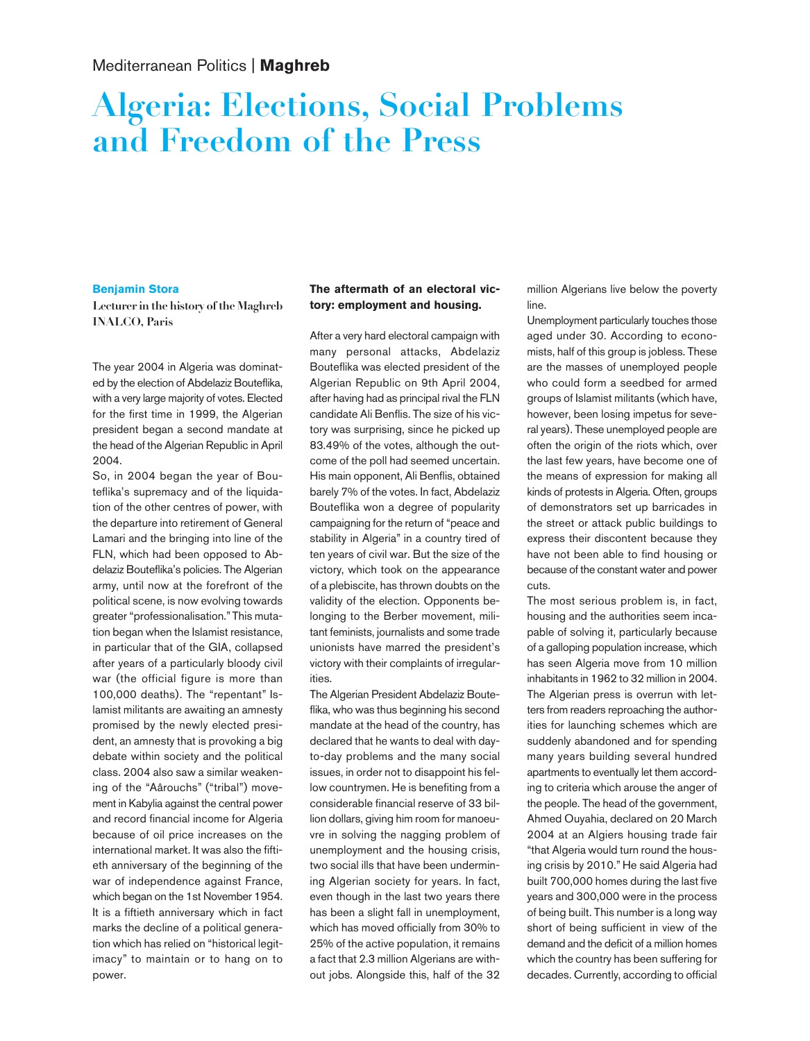Mediterranean Politics | **Maghreb**

# Algeria: Elections, Social Problems and Freedom of the Press

**Benjamin Stora**

**Lecturer in the history of the Maghreb INALCO, Paris**

The year 2004 in Algeria was dominated by the election of Abdelaziz Bouteflika, with a very large majority of votes. Elected for the first time in 1999, the Algerian president began a second mandate at the head of the Algerian Republic in April 2004.

So, in 2004 began the year of Bouteflika's supremacy and of the liquidation of the other centres of power, with the departure into retirement of General Lamari and the bringing into line of the FLN, which had been opposed to Abdelaziz Bouteflika's policies. The Algerian army, until now at the forefront of the political scene, is now evolving towards greater "professionalisation." This mutation began when the Islamist resistance, in particular that of the GIA, collapsed after years of a particularly bloody civil war (the official figure is more than 100,000 deaths). The "repentant" Islamist militants are awaiting an amnesty promised by the newly elected president, an amnesty that is provoking a big debate within society and the political class. 2004 also saw a similar weakening of the "Aârouchs" ("tribal") movement in Kabylia against the central power and record financial income for Algeria because of oil price increases on the international market. It was also the fiftieth anniversary of the beginning of the war of independence against France, which began on the 1st November 1954. It is a fiftieth anniversary which in fact marks the decline of a political generation which has relied on "historical legitimacy" to maintain or to hang on to power.

## The aftermath of an electoral victory: employment and housing.

After a very hard electoral campaign with many personal attacks, Abdelaziz Bouteflika was elected president of the Algerian Republic on 9th April 2004, after having had as principal rival the FLN candidate Ali Benflis. The size of his victory was surprising, since he picked up 83.49% of the votes, although the outcome of the poll had seemed uncertain. His main opponent, Ali Benflis, obtained barely 7% of the votes. In fact, Abdelaziz Bouteflika won a degree of popularity campaigning for the return of "peace and stability in Algeria" in a country tired of ten years of civil war. But the size of the victory, which took on the appearance of a plebiscite, has thrown doubts on the validity of the election. Opponents belonging to the Berber movement, militant feminists, journalists and some trade unionists have marred the president's victory with their complaints of irregularities.

The Algerian President Abdelaziz Bouteflika, who was thus beginning his second mandate at the head of the country, has declared that he wants to deal with day-to-day problems and the many social issues, in order not to disappoint his fellow countrymen. He is benefiting from a considerable financial reserve of 33 billion dollars, giving him room for manoeuvre in solving the nagging problem of unemployment and the housing crisis, two social ills that have been undermining Algerian society for years. In fact, even though in the last two years there has been a slight fall in unemployment, which has moved officially from 30% to 25% of the active population, it remains a fact that 2.3 million Algerians are without jobs. Alongside this, half of the 32 million Algerians live below the poverty line.

Unemployment particularly touches those aged under 30. According to economists, half of this group is jobless. These are the masses of unemployed people who could form a seedbed for armed groups of Islamist militants (which have, however, been losing impetus for several years). These unemployed people are often the origin of the riots which, over the last few years, have become one of the means of expression for making all kinds of protests in Algeria. Often, groups of demonstrators set up barricades in the street or attack public buildings to express their discontent because they have not been able to find housing or because of the constant water and power cuts.

The most serious problem is, in fact, housing and the authorities seem incapable of solving it, particularly because of a galloping population increase, which has seen Algeria move from 10 million inhabitants in 1962 to 32 million in 2004. The Algerian press is overrun with letters from readers reproaching the authorities for launching schemes which are suddenly abandoned and for spending many years building several hundred apartments to eventually let them according to criteria which arouse the anger of the people. The head of the government, Ahmed Ouyahia, declared on 20 March 2004 at an Algiers housing trade fair "that Algeria would turn round the housing crisis by 2010." He said Algeria had built 700,000 homes during the last five years and 300,000 were in the process of being built. This number is a long way short of being sufficient in view of the demand and the deficit of a million homes which the country has been suffering for decades. Currently, according to official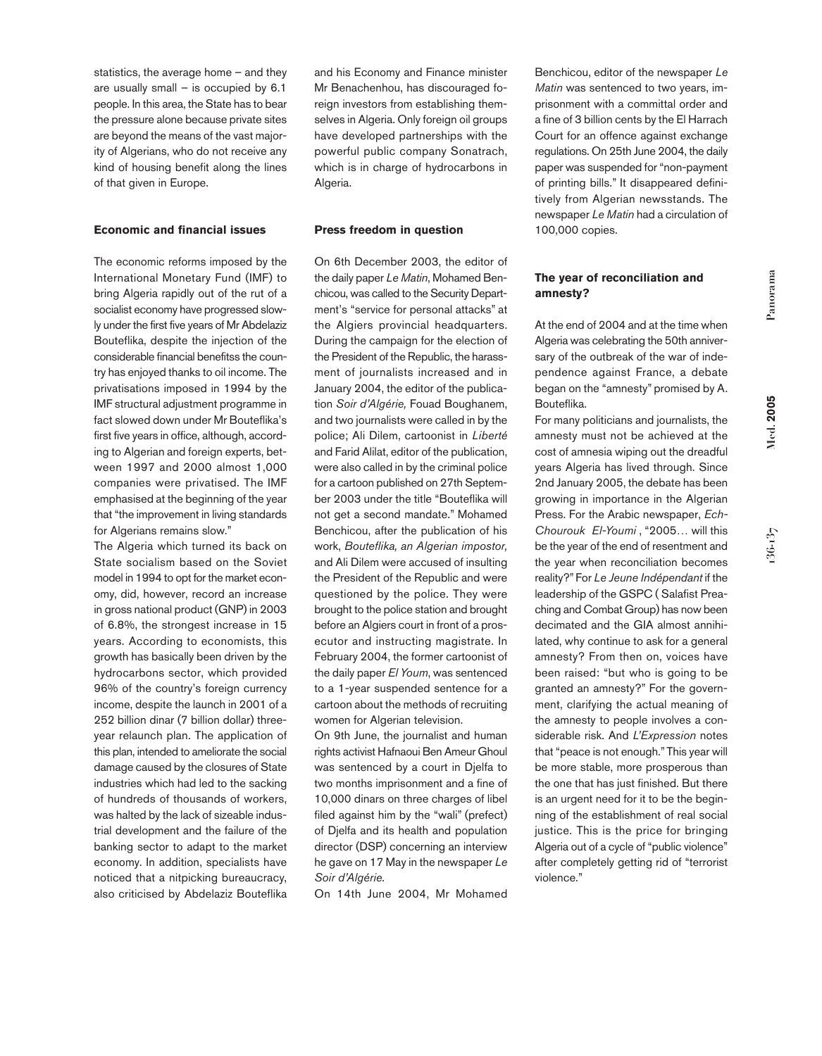statistics, the average home – and they are usually small – is occupied by 6.1 people. In this area, the State has to bear the pressure alone because private sites are beyond the means of the vast majority of Algerians, who do not receive any kind of housing benefit along the lines of that given in Europe.

### Economic and financial issues

The economic reforms imposed by the International Monetary Fund (IMF) to bring Algeria rapidly out of the rut of a socialist economy have progressed slowly under the first five years of Mr Abdelaziz Bouteflika, despite the injection of the considerable financial benefitss the country has enjoyed thanks to oil income. The privatisations imposed in 1994 by the IMF structural adjustment programme in fact slowed down under Mr Bouteflika's first five years in office, although, according to Algerian and foreign experts, between 1997 and 2000 almost 1,000 companies were privatised. The IMF emphasised at the beginning of the year that "the improvement in living standards for Algerians remains slow."

The Algeria which turned its back on State socialism based on the Soviet model in 1994 to opt for the market economy, did, however, record an increase in gross national product (GNP) in 2003 of 6.8%, the strongest increase in 15 years. According to economists, this growth has basically been driven by the hydrocarbons sector, which provided 96% of the country's foreign currency income, despite the launch in 2001 of a 252 billion dinar (7 billion dollar) three-year relaunch plan. The application of this plan, intended to ameliorate the social damage caused by the closures of State industries which had led to the sacking of hundreds of thousands of workers, was halted by the lack of sizeable industrial development and the failure of the banking sector to adapt to the market economy. In addition, specialists have noticed that a nitpicking bureaucracy, also criticised by Abdelaziz Bouteflika and his Economy and Finance minister Mr Benachenhou, has discouraged foreign investors from establishing themselves in Algeria. Only foreign oil groups have developed partnerships with the powerful public company Sonatrach, which is in charge of hydrocarbons in Algeria.

### Press freedom in question

On 6th December 2003, the editor of the daily paper *Le Matin*, Mohamed Benchicou, was called to the Security Department's "service for personal attacks" at the Algiers provincial headquarters. During the campaign for the election of the President of the Republic, the harassment of journalists increased and in January 2004, the editor of the publication *Soir d'Algérie,* Fouad Boughanem, and two journalists were called in by the police; Ali Dilem, cartoonist in *Liberté* and Farid Alilat, editor of the publication, were also called in by the criminal police for a cartoon published on 27th September 2003 under the title "Bouteflika will not get a second mandate." Mohamed Benchicou, after the publication of his work, *Bouteflika, an Algerian impostor,* and Ali Dilem were accused of insulting the President of the Republic and were questioned by the police. They were brought to the police station and brought before an Algiers court in front of a prosecutor and instructing magistrate. In February 2004, the former cartoonist of the daily paper *El Youm*, was sentenced to a 1-year suspended sentence for a cartoon about the methods of recruiting women for Algerian television.

On 9th June, the journalist and human rights activist Hafnaoui Ben Ameur Ghoul was sentenced by a court in Djelfa to two months imprisonment and a fine of 10,000 dinars on three charges of libel filed against him by the "wali" (prefect) of Djelfa and its health and population director (DSP) concerning an interview he gave on 17 May in the newspaper *Le Soir d'Algérie.*

On 14th June 2004, Mr Mohamed Benchicou, editor of the newspaper *Le Matin* was sentenced to two years, imprisonment with a committal order and a fine of 3 billion cents by the El Harrach Court for an offence against exchange regulations. On 25th June 2004, the daily paper was suspended for "non-payment of printing bills." It disappeared definitively from Algerian newsstands. The newspaper *Le Matin* had a circulation of 100,000 copies.

### The year of reconciliation and amnesty?

At the end of 2004 and at the time when Algeria was celebrating the 50th anniversary of the outbreak of the war of independence against France, a debate began on the "amnesty" promised by A. Bouteflika.

For many politicians and journalists, the amnesty must not be achieved at the cost of amnesia wiping out the dreadful years Algeria has lived through. Since 2nd January 2005, the debate has been growing in importance in the Algerian Press. For the Arabic newspaper, *Ech-Chourouk El-Youmi* , "2005… will this be the year of the end of resentment and the year when reconciliation becomes reality?" For *Le Jeune Indépendant* if the leadership of the GSPC ( Salafist Preaching and Combat Group) has now been decimated and the GIA almost annihilated, why continue to ask for a general amnesty? From then on, voices have been raised: "but who is going to be granted an amnesty?" For the government, clarifying the actual meaning of the amnesty to people involves a considerable risk. And *L'Expression* notes that "peace is not enough." This year will be more stable, more prosperous than the one that has just finished. But there is an urgent need for it to be the beginning of the establishment of real social justice. This is the price for bringing Algeria out of a cycle of "public violence" after completely getting rid of "terrorist violence."